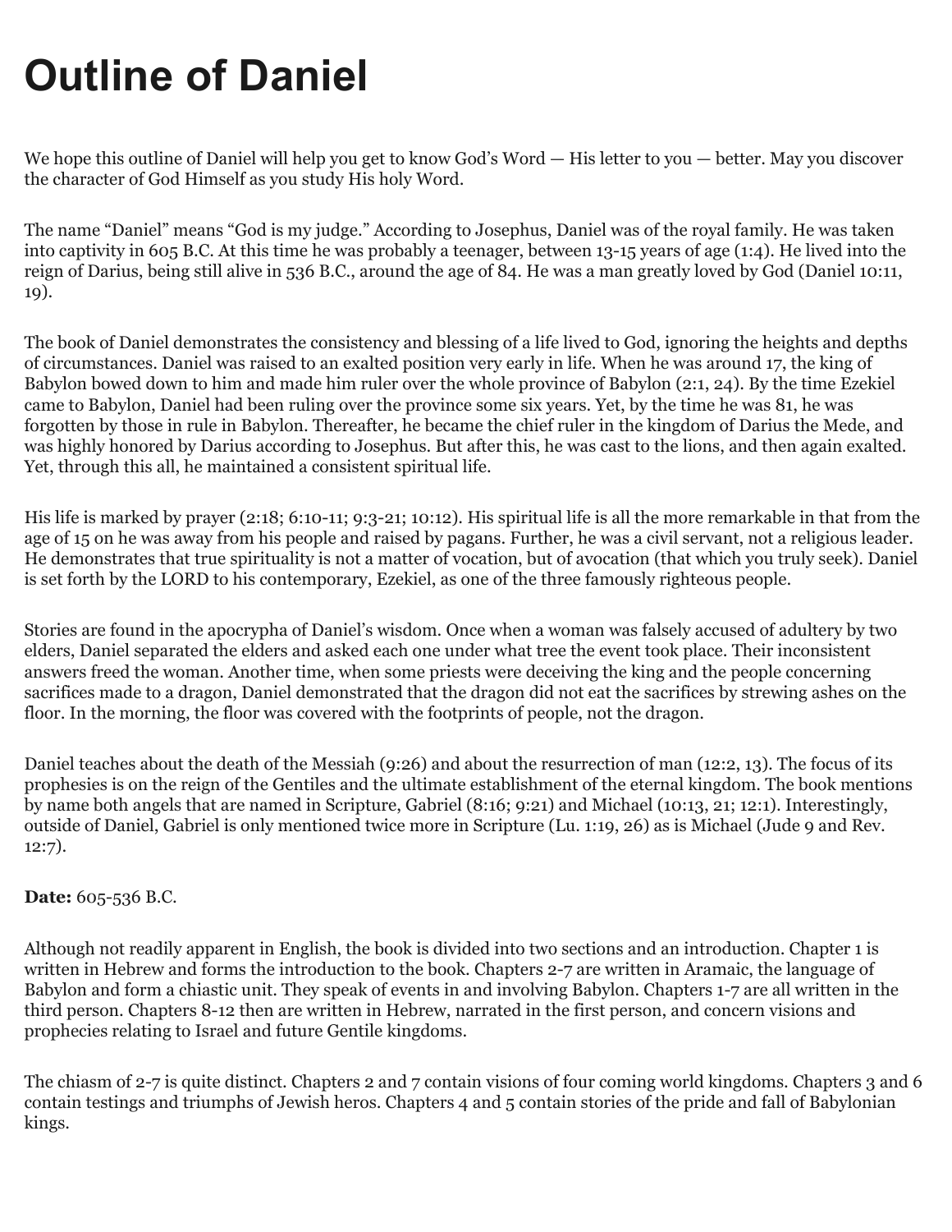# Outline of Daniel

We hope this outline of Daniel will help you get to know God's Word — His letter to you — better. May you discover the character of God Himself as you study His holy Word.

The name "Daniel" means "God is my judge." According to Josephus, Daniel was of the royal family. He was taken into captivity in 605 B.C. At this time he was probably a teenager, between 13-15 years of age (1:4). He lived into the reign of Darius, being still alive in 536 B.C., around the age of 84. He was a man greatly loved by God (Daniel 10:11, 19).

The book of Daniel demonstrates the consistency and blessing of a life lived to God, ignoring the heights and depths of circumstances. Daniel was raised to an exalted position very early in life. When he was around 17, the king of Babylon bowed down to him and made him ruler over the whole province of Babylon (2:1, 24). By the time Ezekiel came to Babylon, Daniel had been ruling over the province some six years. Yet, by the time he was 81, he was forgotten by those in rule in Babylon. Thereafter, he became the chief ruler in the kingdom of Darius the Mede, and was highly honored by Darius according to Josephus. But after this, he was cast to the lions, and then again exalted. Yet, through this all, he maintained a consistent spiritual life.

His life is marked by prayer (2:18; 6:10-11; 9:3-21; 10:12). His spiritual life is all the more remarkable in that from the age of 15 on he was away from his people and raised by pagans. Further, he was a civil servant, not a religious leader. He demonstrates that true spirituality is not a matter of vocation, but of avocation (that which you truly seek). Daniel is set forth by the LORD to his contemporary, Ezekiel, as one of the three famously righteous people.

Stories are found in the apocrypha of Daniel's wisdom. Once when a woman was falsely accused of adultery by two elders, Daniel separated the elders and asked each one under what tree the event took place. Their inconsistent answers freed the woman. Another time, when some priests were deceiving the king and the people concerning sacrifices made to a dragon, Daniel demonstrated that the dragon did not eat the sacrifices by strewing ashes on the floor. In the morning, the floor was covered with the footprints of people, not the dragon.

Daniel teaches about the death of the Messiah (9:26) and about the resurrection of man (12:2, 13). The focus of its prophesies is on the reign of the Gentiles and the ultimate establishment of the eternal kingdom. The book mentions by name both angels that are named in Scripture, Gabriel (8:16; 9:21) and Michael (10:13, 21; 12:1). Interestingly, outside of Daniel, Gabriel is only mentioned twice more in Scripture (Lu. 1:19, 26) as is Michael (Jude 9 and Rev. 12:7).

**Date:** 605-536 B.C.

Although not readily apparent in English, the book is divided into two sections and an introduction. Chapter 1 is written in Hebrew and forms the introduction to the book. Chapters 2-7 are written in Aramaic, the language of Babylon and form a chiastic unit. They speak of events in and involving Babylon. Chapters 1-7 are all written in the third person. Chapters 8-12 then are written in Hebrew, narrated in the first person, and concern visions and prophecies relating to Israel and future Gentile kingdoms.

The chiasm of 2-7 is quite distinct. Chapters 2 and 7 contain visions of four coming world kingdoms. Chapters 3 and 6 contain testings and triumphs of Jewish heros. Chapters 4 and 5 contain stories of the pride and fall of Babylonian kings.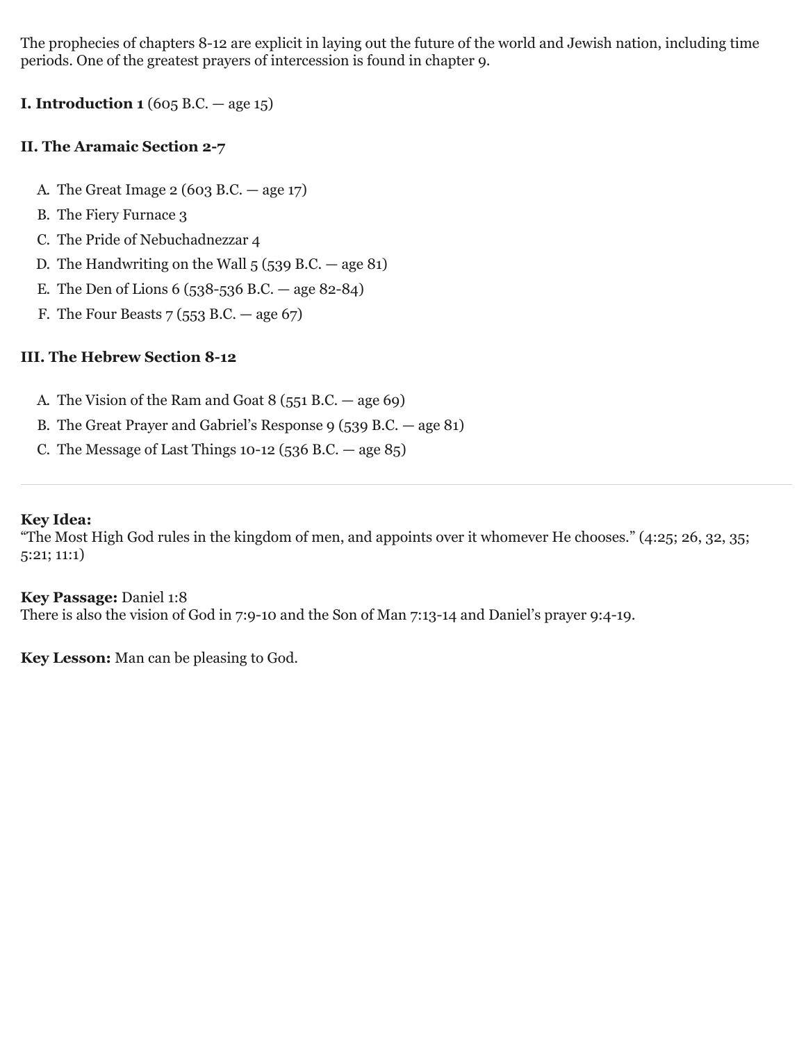The prophecies of chapters 8-12 are explicit in laying out the future of the world and Jewish nation, including time periods. One of the greatest prayers of intercession is found in chapter 9.

**I. Introduction 1** (605 B.C. — age 15)

**II. The Aramaic Section 2-7**

A. The Great Image 2 (603 B.C. — age 17)
B. The Fiery Furnace 3
C. The Pride of Nebuchadnezzar 4
D. The Handwriting on the Wall 5 (539 B.C. — age 81)
E. The Den of Lions 6 (538-536 B.C. — age 82-84)
F. The Four Beasts 7 (553 B.C. — age 67)

**III. The Hebrew Section 8-12**

A. The Vision of the Ram and Goat 8 (551 B.C. — age 69)
B. The Great Prayer and Gabriel's Response 9 (539 B.C. — age 81)
C. The Message of Last Things 10-12 (536 B.C. — age 85)

---

**Key Idea:**
"The Most High God rules in the kingdom of men, and appoints over it whomever He chooses." (4:25; 26, 32, 35; 5:21; 11:1)

**Key Passage:** Daniel 1:8
There is also the vision of God in 7:9-10 and the Son of Man 7:13-14 and Daniel's prayer 9:4-19.

**Key Lesson:** Man can be pleasing to God.